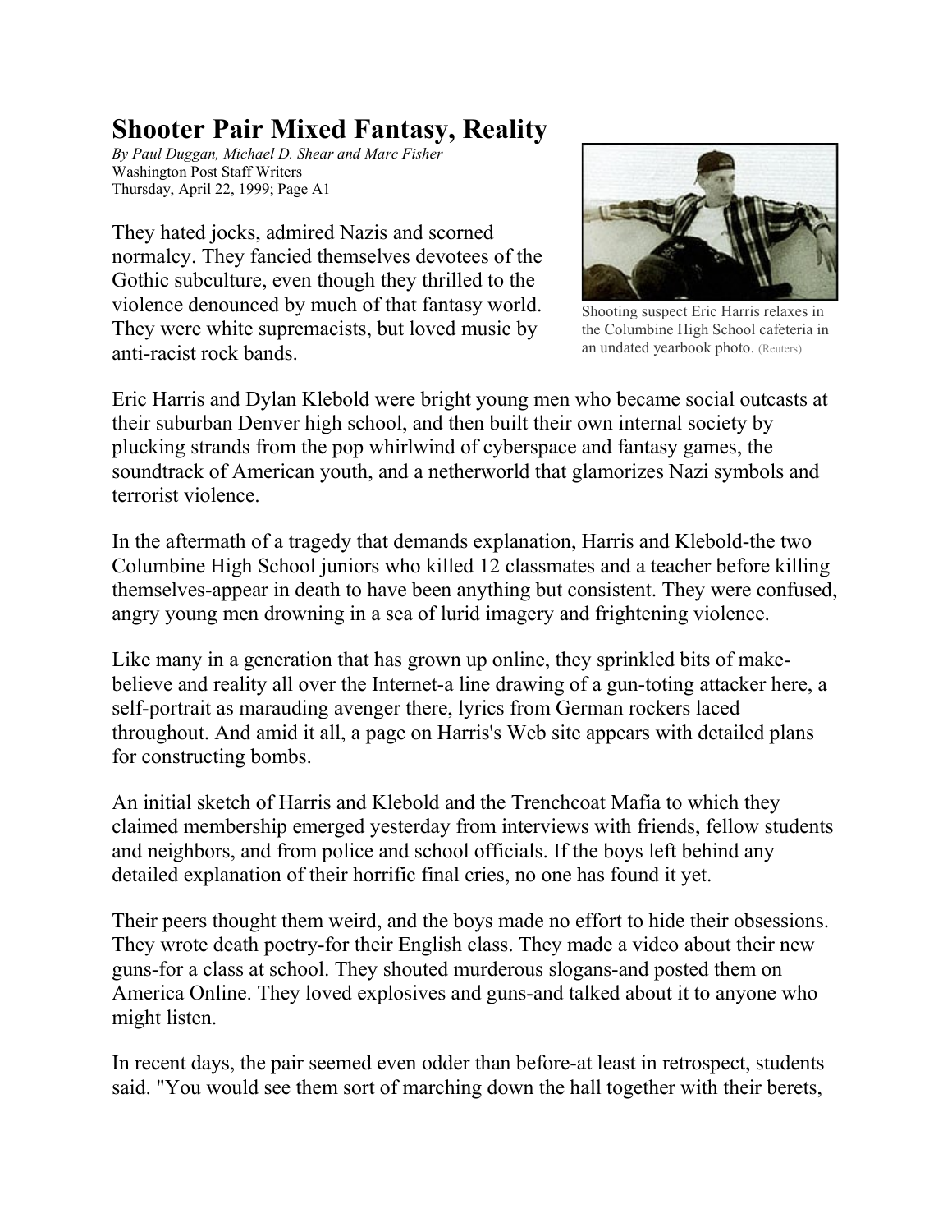# Shooter Pair Mixed Fantasy, Reality

*By Paul Duggan, Michael D. Shear and Marc Fisher*
Washington Post Staff Writers
Thursday, April 22, 1999; Page A1

Shooting suspect Eric Harris relaxes in the Columbine High School cafeteria in an undated yearbook photo. (Reuters)

They hated jocks, admired Nazis and scorned normalcy. They fancied themselves devotees of the Gothic subculture, even though they thrilled to the violence denounced by much of that fantasy world. They were white supremacists, but loved music by anti-racist rock bands.

Eric Harris and Dylan Klebold were bright young men who became social outcasts at their suburban Denver high school, and then built their own internal society by plucking strands from the pop whirlwind of cyberspace and fantasy games, the soundtrack of American youth, and a netherworld that glamorizes Nazi symbols and terrorist violence.

In the aftermath of a tragedy that demands explanation, Harris and Klebold-the two Columbine High School juniors who killed 12 classmates and a teacher before killing themselves-appear in death to have been anything but consistent. They were confused, angry young men drowning in a sea of lurid imagery and frightening violence.

Like many in a generation that has grown up online, they sprinkled bits of make-believe and reality all over the Internet-a line drawing of a gun-toting attacker here, a self-portrait as marauding avenger there, lyrics from German rockers laced throughout. And amid it all, a page on Harris's Web site appears with detailed plans for constructing bombs.

An initial sketch of Harris and Klebold and the Trenchcoat Mafia to which they claimed membership emerged yesterday from interviews with friends, fellow students and neighbors, and from police and school officials. If the boys left behind any detailed explanation of their horrific final cries, no one has found it yet.

Their peers thought them weird, and the boys made no effort to hide their obsessions. They wrote death poetry-for their English class. They made a video about their new guns-for a class at school. They shouted murderous slogans-and posted them on America Online. They loved explosives and guns-and talked about it to anyone who might listen.

In recent days, the pair seemed even odder than before-at least in retrospect, students said. "You would see them sort of marching down the hall together with their berets,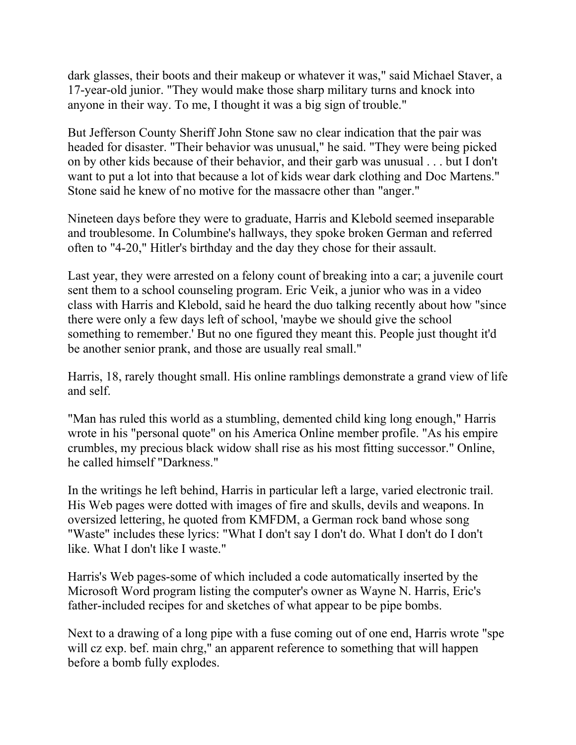dark glasses, their boots and their makeup or whatever it was," said Michael Staver, a 17-year-old junior. "They would make those sharp military turns and knock into anyone in their way. To me, I thought it was a big sign of trouble."

But Jefferson County Sheriff John Stone saw no clear indication that the pair was headed for disaster. "Their behavior was unusual," he said. "They were being picked on by other kids because of their behavior, and their garb was unusual . . . but I don't want to put a lot into that because a lot of kids wear dark clothing and Doc Martens." Stone said he knew of no motive for the massacre other than "anger."

Nineteen days before they were to graduate, Harris and Klebold seemed inseparable and troublesome. In Columbine's hallways, they spoke broken German and referred often to "4-20," Hitler's birthday and the day they chose for their assault.

Last year, they were arrested on a felony count of breaking into a car; a juvenile court sent them to a school counseling program. Eric Veik, a junior who was in a video class with Harris and Klebold, said he heard the duo talking recently about how "since there were only a few days left of school, 'maybe we should give the school something to remember.' But no one figured they meant this. People just thought it'd be another senior prank, and those are usually real small."

Harris, 18, rarely thought small. His online ramblings demonstrate a grand view of life and self.

"Man has ruled this world as a stumbling, demented child king long enough," Harris wrote in his "personal quote" on his America Online member profile. "As his empire crumbles, my precious black widow shall rise as his most fitting successor." Online, he called himself "Darkness."

In the writings he left behind, Harris in particular left a large, varied electronic trail. His Web pages were dotted with images of fire and skulls, devils and weapons. In oversized lettering, he quoted from KMFDM, a German rock band whose song "Waste" includes these lyrics: "What I don't say I don't do. What I don't do I don't like. What I don't like I waste."

Harris's Web pages-some of which included a code automatically inserted by the Microsoft Word program listing the computer's owner as Wayne N. Harris, Eric's father-included recipes for and sketches of what appear to be pipe bombs.

Next to a drawing of a long pipe with a fuse coming out of one end, Harris wrote "spe will cz exp. bef. main chrg," an apparent reference to something that will happen before a bomb fully explodes.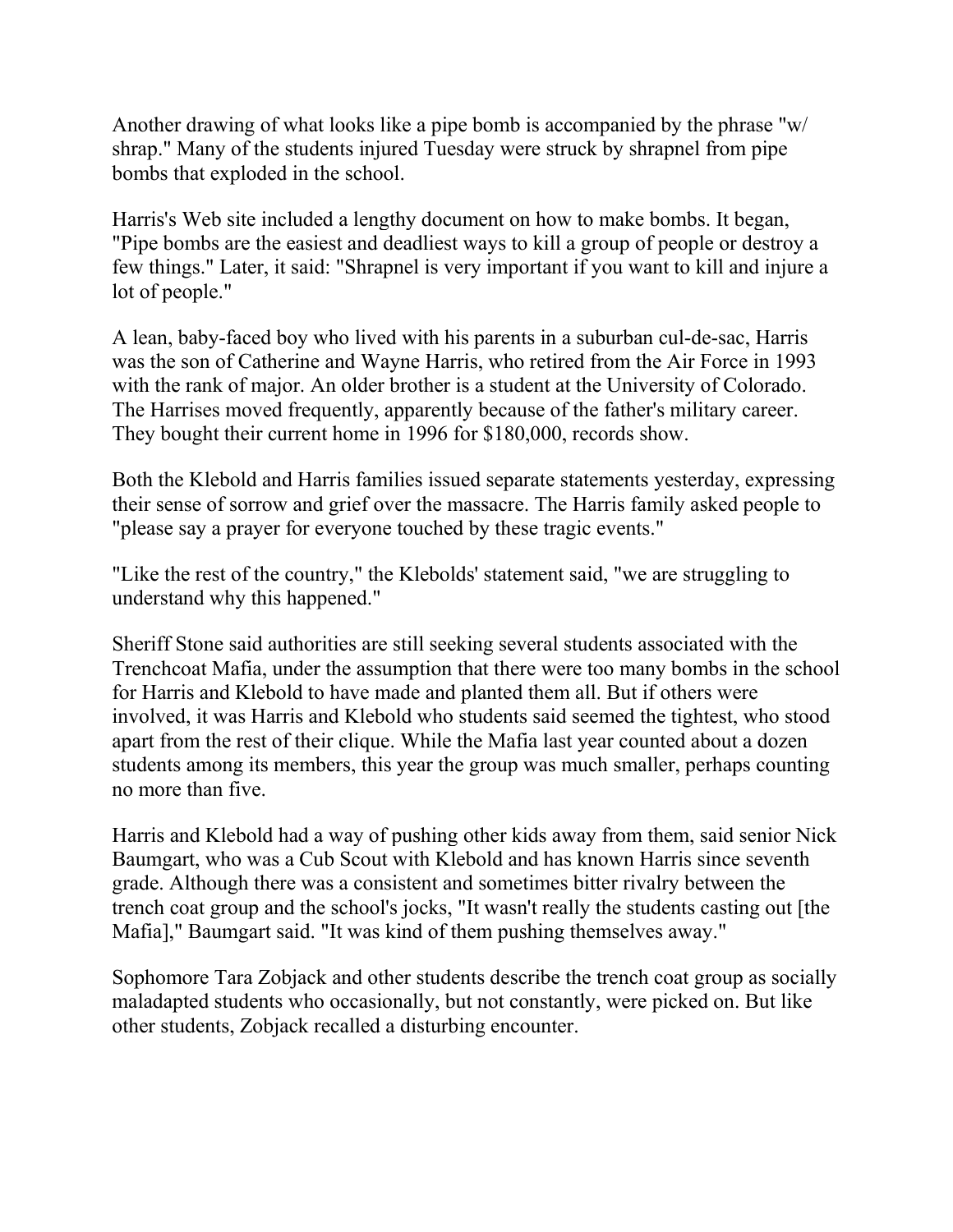Another drawing of what looks like a pipe bomb is accompanied by the phrase "w/ shrap." Many of the students injured Tuesday were struck by shrapnel from pipe bombs that exploded in the school.

Harris's Web site included a lengthy document on how to make bombs. It began, "Pipe bombs are the easiest and deadliest ways to kill a group of people or destroy a few things." Later, it said: "Shrapnel is very important if you want to kill and injure a lot of people."

A lean, baby-faced boy who lived with his parents in a suburban cul-de-sac, Harris was the son of Catherine and Wayne Harris, who retired from the Air Force in 1993 with the rank of major. An older brother is a student at the University of Colorado. The Harrises moved frequently, apparently because of the father's military career. They bought their current home in 1996 for $180,000, records show.

Both the Klebold and Harris families issued separate statements yesterday, expressing their sense of sorrow and grief over the massacre. The Harris family asked people to "please say a prayer for everyone touched by these tragic events."

"Like the rest of the country," the Klebolds' statement said, "we are struggling to understand why this happened."

Sheriff Stone said authorities are still seeking several students associated with the Trenchcoat Mafia, under the assumption that there were too many bombs in the school for Harris and Klebold to have made and planted them all. But if others were involved, it was Harris and Klebold who students said seemed the tightest, who stood apart from the rest of their clique. While the Mafia last year counted about a dozen students among its members, this year the group was much smaller, perhaps counting no more than five.

Harris and Klebold had a way of pushing other kids away from them, said senior Nick Baumgart, who was a Cub Scout with Klebold and has known Harris since seventh grade. Although there was a consistent and sometimes bitter rivalry between the trench coat group and the school's jocks, "It wasn't really the students casting out [the Mafia]," Baumgart said. "It was kind of them pushing themselves away."

Sophomore Tara Zobjack and other students describe the trench coat group as socially maladapted students who occasionally, but not constantly, were picked on. But like other students, Zobjack recalled a disturbing encounter.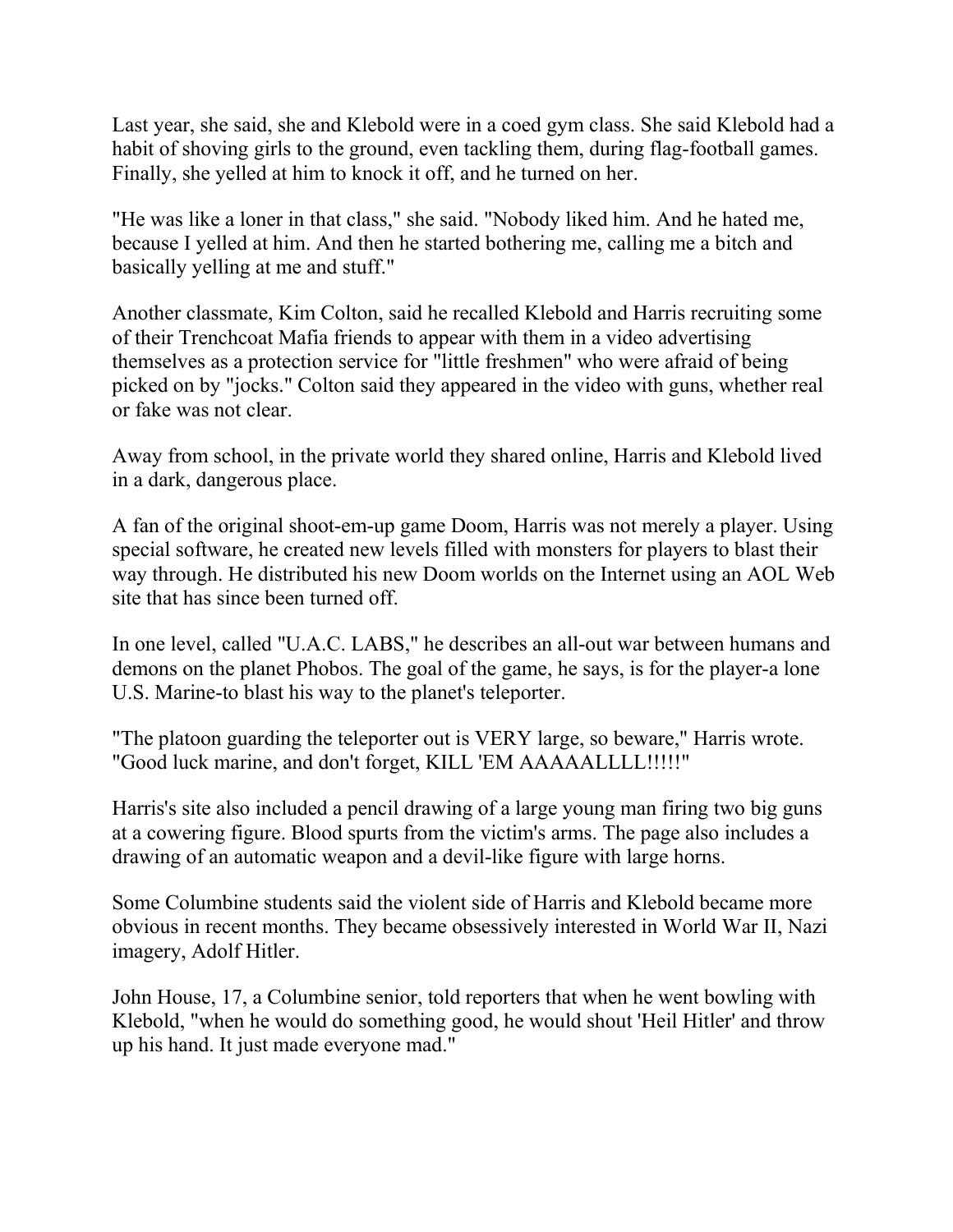Last year, she said, she and Klebold were in a coed gym class. She said Klebold had a habit of shoving girls to the ground, even tackling them, during flag-football games. Finally, she yelled at him to knock it off, and he turned on her.

"He was like a loner in that class," she said. "Nobody liked him. And he hated me, because I yelled at him. And then he started bothering me, calling me a bitch and basically yelling at me and stuff."

Another classmate, Kim Colton, said he recalled Klebold and Harris recruiting some of their Trenchcoat Mafia friends to appear with them in a video advertising themselves as a protection service for "little freshmen" who were afraid of being picked on by "jocks." Colton said they appeared in the video with guns, whether real or fake was not clear.

Away from school, in the private world they shared online, Harris and Klebold lived in a dark, dangerous place.

A fan of the original shoot-em-up game Doom, Harris was not merely a player. Using special software, he created new levels filled with monsters for players to blast their way through. He distributed his new Doom worlds on the Internet using an AOL Web site that has since been turned off.

In one level, called "U.A.C. LABS," he describes an all-out war between humans and demons on the planet Phobos. The goal of the game, he says, is for the player-a lone U.S. Marine-to blast his way to the planet's teleporter.

"The platoon guarding the teleporter out is VERY large, so beware," Harris wrote. "Good luck marine, and don't forget, KILL 'EM AAAAALLLL!!!!!"

Harris's site also included a pencil drawing of a large young man firing two big guns at a cowering figure. Blood spurts from the victim's arms. The page also includes a drawing of an automatic weapon and a devil-like figure with large horns.

Some Columbine students said the violent side of Harris and Klebold became more obvious in recent months. They became obsessively interested in World War II, Nazi imagery, Adolf Hitler.

John House, 17, a Columbine senior, told reporters that when he went bowling with Klebold, "when he would do something good, he would shout 'Heil Hitler' and throw up his hand. It just made everyone mad."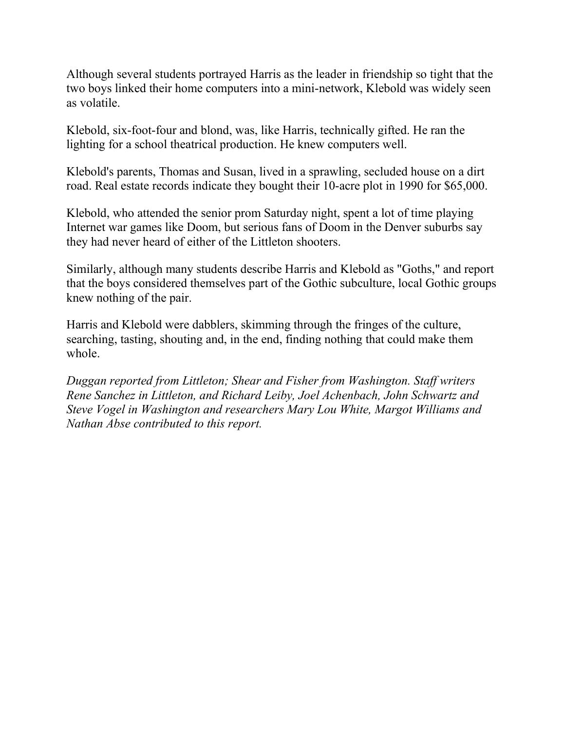Although several students portrayed Harris as the leader in friendship so tight that the two boys linked their home computers into a mini-network, Klebold was widely seen as volatile.

Klebold, six-foot-four and blond, was, like Harris, technically gifted. He ran the lighting for a school theatrical production. He knew computers well.

Klebold's parents, Thomas and Susan, lived in a sprawling, secluded house on a dirt road. Real estate records indicate they bought their 10-acre plot in 1990 for $65,000.

Klebold, who attended the senior prom Saturday night, spent a lot of time playing Internet war games like Doom, but serious fans of Doom in the Denver suburbs say they had never heard of either of the Littleton shooters.

Similarly, although many students describe Harris and Klebold as "Goths," and report that the boys considered themselves part of the Gothic subculture, local Gothic groups knew nothing of the pair.

Harris and Klebold were dabblers, skimming through the fringes of the culture, searching, tasting, shouting and, in the end, finding nothing that could make them whole.

*Duggan reported from Littleton; Shear and Fisher from Washington. Staff writers Rene Sanchez in Littleton, and Richard Leiby, Joel Achenbach, John Schwartz and Steve Vogel in Washington and researchers Mary Lou White, Margot Williams and Nathan Abse contributed to this report.*